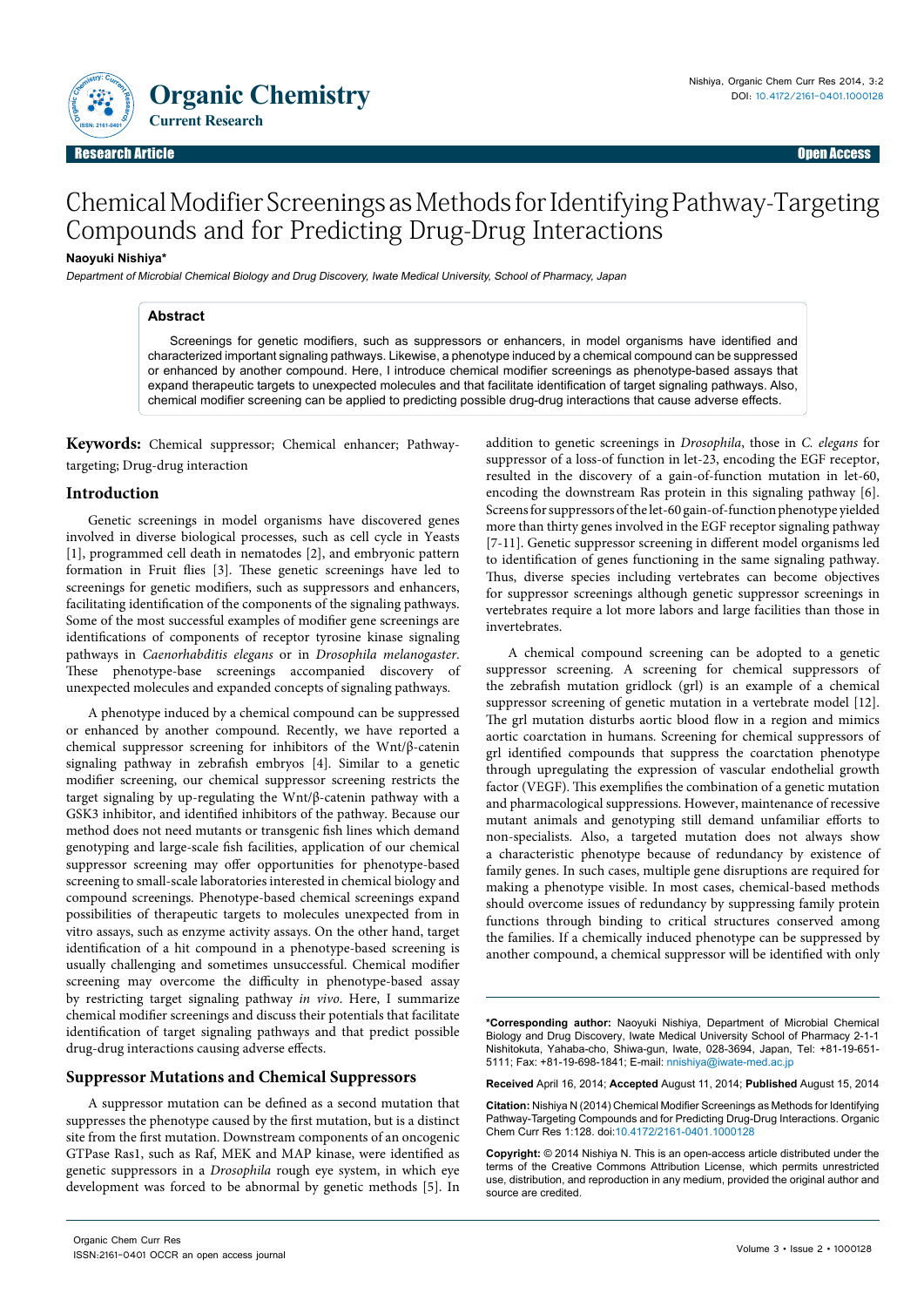Research Article | Open Access

# Chemical Modifier Screenings as Methods for Identifying Pathway-Targeting Compounds and for Predicting Drug-Drug Interactions

**Naoyuki Nishiya***

*Department of Microbial Chemical Biology and Drug Discovery, Iwate Medical University, School of Pharmacy, Japan*

## Abstract

Screenings for genetic modifiers, such as suppressors or enhancers, in model organisms have identified and characterized important signaling pathways. Likewise, a phenotype induced by a chemical compound can be suppressed or enhanced by another compound. Here, I introduce chemical modifier screenings as phenotype-based assays that expand therapeutic targets to unexpected molecules and that facilitate identification of target signaling pathways. Also, chemical modifier screening can be applied to predicting possible drug-drug interactions that cause adverse effects.

**Keywords:** Chemical suppressor; Chemical enhancer; Pathway-targeting; Drug-drug interaction

## Introduction

Genetic screenings in model organisms have discovered genes involved in diverse biological processes, such as cell cycle in Yeasts [1], programmed cell death in nematodes [2], and embryonic pattern formation in Fruit flies [3]. These genetic screenings have led to screenings for genetic modifiers, such as suppressors and enhancers, facilitating identification of the components of the signaling pathways. Some of the most successful examples of modifier gene screenings are identifications of components of receptor tyrosine kinase signaling pathways in *Caenorhabditis elegans* or in *Drosophila melanogaster*. These phenotype-base screenings accompanied discovery of unexpected molecules and expanded concepts of signaling pathways.

A phenotype induced by a chemical compound can be suppressed or enhanced by another compound. Recently, we have reported a chemical suppressor screening for inhibitors of the Wnt/β-catenin signaling pathway in zebrafish embryos [4]. Similar to a genetic modifier screening, our chemical suppressor screening restricts the target signaling by up-regulating the Wnt/β-catenin pathway with a GSK3 inhibitor, and identified inhibitors of the pathway. Because our method does not need mutants or transgenic fish lines which demand genotyping and large-scale fish facilities, application of our chemical suppressor screening may offer opportunities for phenotype-based screening to small-scale laboratories interested in chemical biology and compound screenings. Phenotype-based chemical screenings expand possibilities of therapeutic targets to molecules unexpected from in vitro assays, such as enzyme activity assays. On the other hand, target identification of a hit compound in a phenotype-based screening is usually challenging and sometimes unsuccessful. Chemical modifier screening may overcome the difficulty in phenotype-based assay by restricting target signaling pathway *in vivo*. Here, I summarize chemical modifier screenings and discuss their potentials that facilitate identification of target signaling pathways and that predict possible drug-drug interactions causing adverse effects.

## Suppressor Mutations and Chemical Suppressors

A suppressor mutation can be defined as a second mutation that suppresses the phenotype caused by the first mutation, but is a distinct site from the first mutation. Downstream components of an oncogenic GTPase Ras1, such as Raf, MEK and MAP kinase, were identified as genetic suppressors in a *Drosophila* rough eye system, in which eye development was forced to be abnormal by genetic methods [5]. In addition to genetic screenings in *Drosophila*, those in *C. elegans* for suppressor of a loss-of function in let-23, encoding the EGF receptor, resulted in the discovery of a gain-of-function mutation in let-60, encoding the downstream Ras protein in this signaling pathway [6]. Screens for suppressors of the let-60 gain-of-function phenotype yielded more than thirty genes involved in the EGF receptor signaling pathway [7-11]. Genetic suppressor screening in different model organisms led to identification of genes functioning in the same signaling pathway. Thus, diverse species including vertebrates can become objectives for suppressor screenings although genetic suppressor screenings in vertebrates require a lot more labors and large facilities than those in invertebrates.

A chemical compound screening can be adopted to a genetic suppressor screening. A screening for chemical suppressors of the zebrafish mutation gridlock (grl) is an example of a chemical suppressor screening of genetic mutation in a vertebrate model [12]. The grl mutation disturbs aortic blood flow in a region and mimics aortic coarctation in humans. Screening for chemical suppressors of grl identified compounds that suppress the coarctation phenotype through upregulating the expression of vascular endothelial growth factor (VEGF). This exemplifies the combination of a genetic mutation and pharmacological suppressions. However, maintenance of recessive mutant animals and genotyping still demand unfamiliar efforts to non-specialists. Also, a targeted mutation does not always show a characteristic phenotype because of redundancy by existence of family genes. In such cases, multiple gene disruptions are required for making a phenotype visible. In most cases, chemical-based methods should overcome issues of redundancy by suppressing family protein functions through binding to critical structures conserved among the families. If a chemically induced phenotype can be suppressed by another compound, a chemical suppressor will be identified with only

---

**\*Corresponding author:** Naoyuki Nishiya, Department of Microbial Chemical Biology and Drug Discovery, Iwate Medical University School of Pharmacy 2-1-1 Nishitokuta, Yahaba-cho, Shiwa-gun, Iwate, 028-3694, Japan, Tel: +81-19-651-5111; Fax: +81-19-698-1841; E-mail: nnishiya@iwate-med.ac.jp

**Received** April 16, 2014; **Accepted** August 11, 2014; **Published** August 15, 2014

**Citation:** Nishiya N (2014) Chemical Modifier Screenings as Methods for Identifying Pathway-Targeting Compounds and for Predicting Drug-Drug Interactions. Organic Chem Curr Res 1:128. doi:10.4172/2161-0401.1000128

**Copyright:** © 2014 Nishiya N. This is an open-access article distributed under the terms of the Creative Commons Attribution License, which permits unrestricted use, distribution, and reproduction in any medium, provided the original author and source are credited.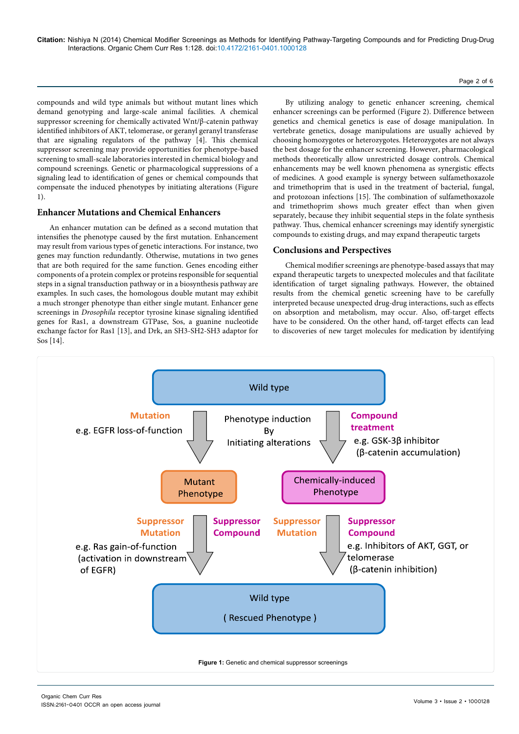compounds and wild type animals but without mutant lines which demand genotyping and large-scale animal facilities. A chemical suppressor screening for chemically activated Wnt/β-catenin pathway identified inhibitors of AKT, telomerase, or geranyl geranyl transferase that are signaling regulators of the pathway [4]. This chemical suppressor screening may provide opportunities for phenotype-based screening to small-scale laboratories interested in chemical biology and compound screenings. Genetic or pharmacological suppressions of a signaling lead to identification of genes or chemical compounds that compensate the induced phenotypes by initiating alterations (Figure 1).

## Enhancer Mutations and Chemical Enhancers

An enhancer mutation can be defined as a second mutation that intensifies the phenotype caused by the first mutation. Enhancement may result from various types of genetic interactions. For instance, two genes may function redundantly. Otherwise, mutations in two genes that are both required for the same function. Genes encoding either components of a protein complex or proteins responsible for sequential steps in a signal transduction pathway or in a biosynthesis pathway are examples. In such cases, the homologous double mutant may exhibit a much stronger phenotype than either single mutant. Enhancer gene screenings in *Drosophila* receptor tyrosine kinase signaling identified genes for Ras1, a downstream GTPase, Sos, a guanine nucleotide exchange factor for Ras1 [13], and Drk, an SH3-SH2-SH3 adaptor for Sos [14].

By utilizing analogy to genetic enhancer screening, chemical enhancer screenings can be performed (Figure 2). Difference between genetics and chemical genetics is ease of dosage manipulation. In vertebrate genetics, dosage manipulations are usually achieved by choosing homozygotes or heterozygotes. Heterozygotes are not always the best dosage for the enhancer screening. However, pharmacological methods theoretically allow unrestricted dosage controls. Chemical enhancements may be well known phenomena as synergistic effects of medicines. A good example is synergy between sulfamethoxazole and trimethoprim that is used in the treatment of bacterial, fungal, and protozoan infections [15]. The combination of sulfamethoxazole and trimethoprim shows much greater effect than when given separately, because they inhibit sequential steps in the folate synthesis pathway. Thus, chemical enhancer screenings may identify synergistic compounds to existing drugs, and may expand therapeutic targets

## Conclusions and Perspectives

Chemical modifier screenings are phenotype-based assays that may expand therapeutic targets to unexpected molecules and that facilitate identification of target signaling pathways. However, the obtained results from the chemical genetic screening have to be carefully interpreted because unexpected drug-drug interactions, such as effects on absorption and metabolism, may occur. Also, off-target effects have to be considered. On the other hand, off-target effects can lead to discoveries of new target molecules for medication by identifying

**Figure 1:** Genetic and chemical suppressor screenings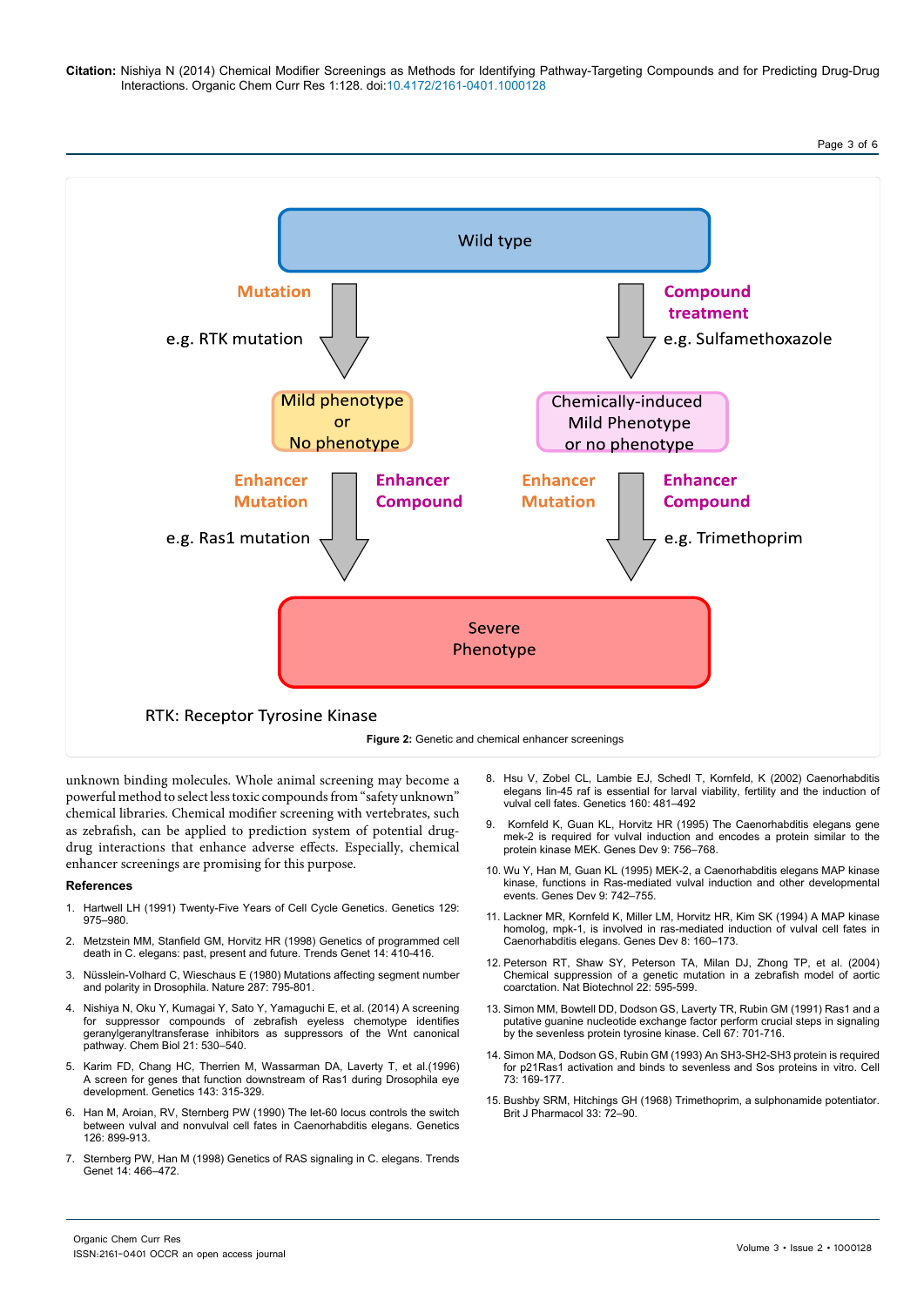Wild type

Mutation

e.g. RTK mutation

Compound treatment

e.g. Sulfamethoxazole

Mild phenotype or No phenotype

Chemically-induced Mild Phenotype or no phenotype

Enhancer Mutation

Enhancer Compound

e.g. Ras1 mutation

Enhancer Mutation

Enhancer Compound

e.g. Trimethoprim

Severe Phenotype

RTK: Receptor Tyrosine Kinase

**Figure 2:** Genetic and chemical enhancer screenings

unknown binding molecules. Whole animal screening may become a powerful method to select less toxic compounds from "safety unknown" chemical libraries. Chemical modifier screening with vertebrates, such as zebrafish, can be applied to prediction system of potential drug-drug interactions that enhance adverse effects. Especially, chemical enhancer screenings are promising for this purpose.

### References

1. Hartwell LH (1991) Twenty-Five Years of Cell Cycle Genetics. Genetics 129: 975–980.
2. Metzstein MM, Stanfield GM, Horvitz HR (1998) Genetics of programmed cell death in C. elegans: past, present and future. Trends Genet 14: 410-416.
3. Nüsslein-Volhard C, Wieschaus E (1980) Mutations affecting segment number and polarity in Drosophila. Nature 287: 795-801.
4. Nishiya N, Oku Y, Kumagai Y, Sato Y, Yamaguchi E, et al. (2014) A screening for suppressor compounds of zebrafish eyeless chemotype identifies geranylgeranyltransferase inhibitors as suppressors of the Wnt canonical pathway. Chem Biol 21: 530–540.
5. Karim FD, Chang HC, Therrien M, Wassarman DA, Laverty T, et al.(1996) A screen for genes that function downstream of Ras1 during Drosophila eye development. Genetics 143: 315-329.
6. Han M, Aroian, RV, Sternberg PW (1990) The let-60 locus controls the switch between vulval and nonvulval cell fates in Caenorhabditis elegans. Genetics 126: 899-913.
7. Sternberg PW, Han M (1998) Genetics of RAS signaling in C. elegans. Trends Genet 14: 466–472.
8. Hsu V, Zobel CL, Lambie EJ, Schedl T, Kornfeld, K (2002) Caenorhabditis elegans lin-45 raf is essential for larval viability, fertility and the induction of vulval cell fates. Genetics 160: 481–492
9. Kornfeld K, Guan KL, Horvitz HR (1995) The Caenorhabditis elegans gene mek-2 is required for vulval induction and encodes a protein similar to the protein kinase MEK. Genes Dev 9: 756–768.
10. Wu Y, Han M, Guan KL (1995) MEK-2, a Caenorhabditis elegans MAP kinase kinase, functions in Ras-mediated vulval induction and other developmental events. Genes Dev 9: 742–755.
11. Lackner MR, Kornfeld K, Miller LM, Horvitz HR, Kim SK (1994) A MAP kinase homolog, mpk-1, is involved in ras-mediated induction of vulval cell fates in Caenorhabditis elegans. Genes Dev 8: 160–173.
12. Peterson RT, Shaw SY, Peterson TA, Milan DJ, Zhong TP, et al. (2004) Chemical suppression of a genetic mutation in a zebrafish model of aortic coarctation. Nat Biotechnol 22: 595-599.
13. Simon MM, Bowtell DD, Dodson GS, Laverty TR, Rubin GM (1991) Ras1 and a putative guanine nucleotide exchange factor perform crucial steps in signaling by the sevenless protein tyrosine kinase. Cell 67: 701-716.
14. Simon MA, Dodson GS, Rubin GM (1993) An SH3-SH2-SH3 protein is required for p21Ras1 activation and binds to sevenless and Sos proteins in vitro. Cell 73: 169-177.
15. Bushby SRM, Hitchings GH (1968) Trimethoprim, a sulphonamide potentiator. Brit J Pharmacol 33: 72–90.